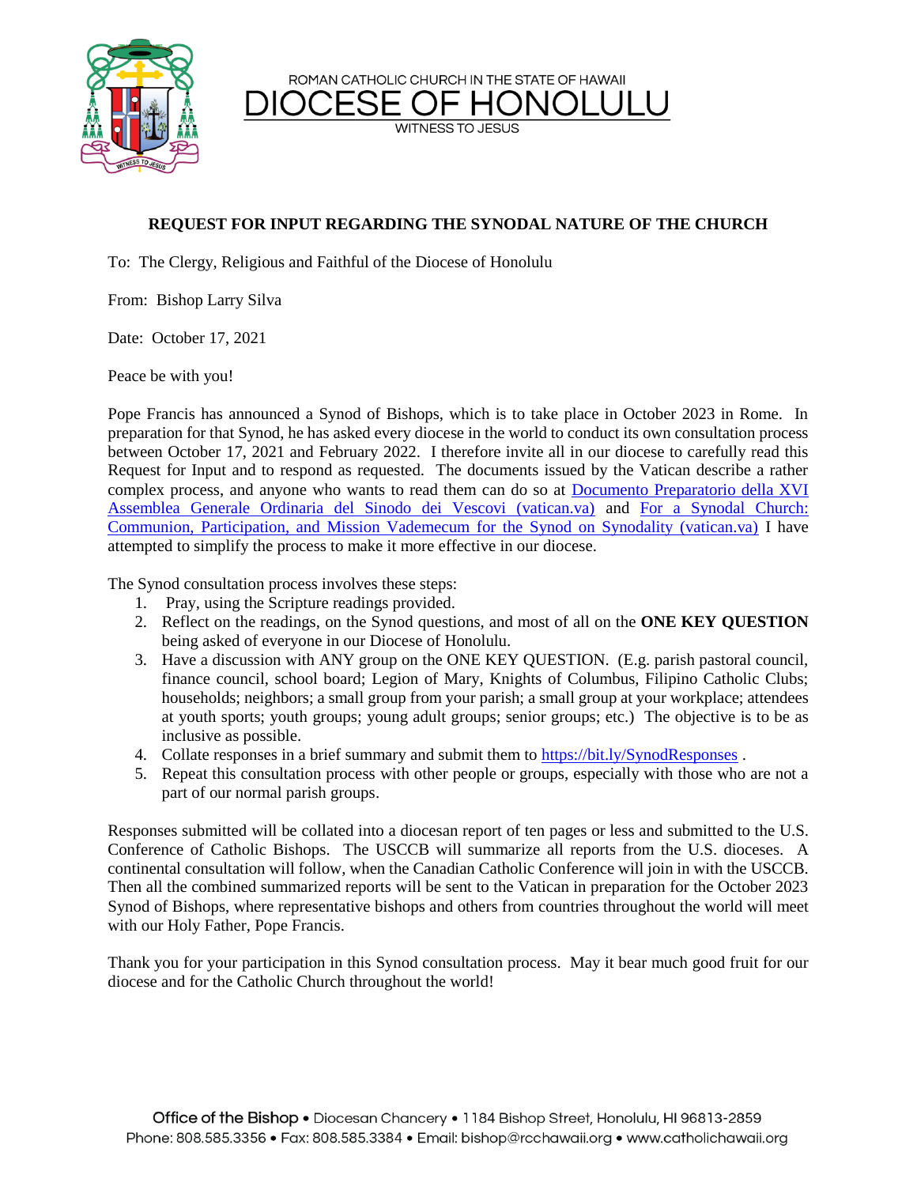ROMAN CATHOLIC CHURCH IN THE STATE OF HAWAII

# DIOCESE OF HONOLULU

WITNESS TO JESUS

## REQUEST FOR INPUT REGARDING THE SYNODAL NATURE OF THE CHURCH

To: The Clergy, Religious and Faithful of the Diocese of Honolulu

From: Bishop Larry Silva

Date: October 17, 2021

Peace be with you!

Pope Francis has announced a Synod of Bishops, which is to take place in October 2023 in Rome. In preparation for that Synod, he has asked every diocese in the world to conduct its own consultation process between October 17, 2021 and February 2022. I therefore invite all in our diocese to carefully read this Request for Input and to respond as requested. The documents issued by the Vatican describe a rather complex process, and anyone who wants to read them can do so at Documento Preparatorio della XVI Assemblea Generale Ordinaria del Sinodo dei Vescovi (vatican.va) and For a Synodal Church: Communion, Participation, and Mission Vademecum for the Synod on Synodality (vatican.va) I have attempted to simplify the process to make it more effective in our diocese.

The Synod consultation process involves these steps:

1. Pray, using the Scripture readings provided.
2. Reflect on the readings, on the Synod questions, and most of all on the **ONE KEY QUESTION** being asked of everyone in our Diocese of Honolulu.
3. Have a discussion with ANY group on the ONE KEY QUESTION. (E.g. parish pastoral council, finance council, school board; Legion of Mary, Knights of Columbus, Filipino Catholic Clubs; households; neighbors; a small group from your parish; a small group at your workplace; attendees at youth sports; youth groups; young adult groups; senior groups; etc.) The objective is to be as inclusive as possible.
4. Collate responses in a brief summary and submit them to https://bit.ly/SynodResponses .
5. Repeat this consultation process with other people or groups, especially with those who are not a part of our normal parish groups.

Responses submitted will be collated into a diocesan report of ten pages or less and submitted to the U.S. Conference of Catholic Bishops. The USCCB will summarize all reports from the U.S. dioceses. A continental consultation will follow, when the Canadian Catholic Conference will join in with the USCCB. Then all the combined summarized reports will be sent to the Vatican in preparation for the October 2023 Synod of Bishops, where representative bishops and others from countries throughout the world will meet with our Holy Father, Pope Francis.

Thank you for your participation in this Synod consultation process. May it bear much good fruit for our diocese and for the Catholic Church throughout the world!

Office of the Bishop • Diocesan Chancery • 1184 Bishop Street, Honolulu, HI 96813-2859
Phone: 808.585.3356 • Fax: 808.585.3384 • Email: bishop@rcchawaii.org • www.catholichawaii.org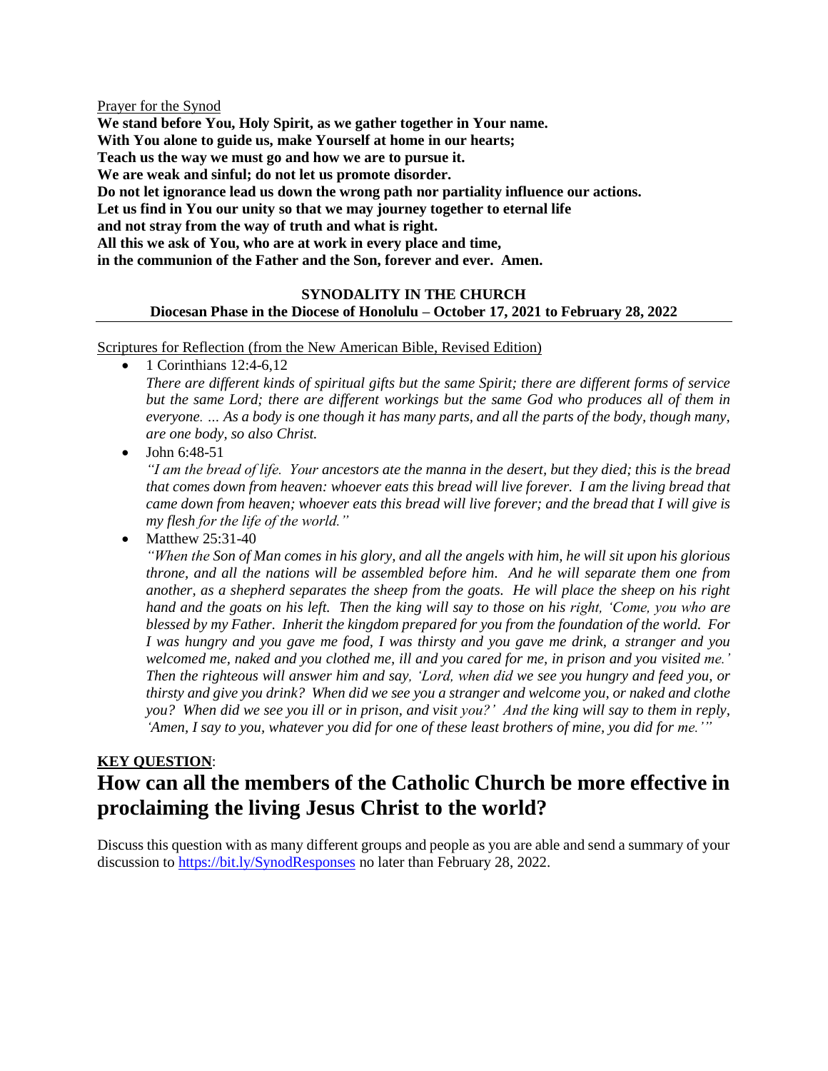Prayer for the Synod

**We stand before You, Holy Spirit, as we gather together in Your name.**
**With You alone to guide us, make Yourself at home in our hearts;**
**Teach us the way we must go and how we are to pursue it.**
**We are weak and sinful; do not let us promote disorder.**
**Do not let ignorance lead us down the wrong path nor partiality influence our actions.**
**Let us find in You our unity so that we may journey together to eternal life**
**and not stray from the way of truth and what is right.**
**All this we ask of You, who are at work in every place and time,**
**in the communion of the Father and the Son, forever and ever. Amen.**

**SYNODALITY IN THE CHURCH**
**Diocesan Phase in the Diocese of Honolulu – October 17, 2021 to February 28, 2022**

---

Scriptures for Reflection (from the New American Bible, Revised Edition)

- 1 Corinthians 12:4-6,12
  *There are different kinds of spiritual gifts but the same Spirit; there are different forms of service but the same Lord; there are different workings but the same God who produces all of them in everyone. … As a body is one though it has many parts, and all the parts of the body, though many, are one body, so also Christ.*
- John 6:48-51
  *"I am the bread of life. Your ancestors ate the manna in the desert, but they died; this is the bread that comes down from heaven: whoever eats this bread will live forever. I am the living bread that came down from heaven; whoever eats this bread will live forever; and the bread that I will give is my flesh for the life of the world."*
- Matthew 25:31-40
  *"When the Son of Man comes in his glory, and all the angels with him, he will sit upon his glorious throne, and all the nations will be assembled before him. And he will separate them one from another, as a shepherd separates the sheep from the goats. He will place the sheep on his right hand and the goats on his left. Then the king will say to those on his right, 'Come, you who are blessed by my Father. Inherit the kingdom prepared for you from the foundation of the world. For I was hungry and you gave me food, I was thirsty and you gave me drink, a stranger and you welcomed me, naked and you clothed me, ill and you cared for me, in prison and you visited me.' Then the righteous will answer him and say, 'Lord, when did we see you hungry and feed you, or thirsty and give you drink? When did we see you a stranger and welcome you, or naked and clothe you? When did we see you ill or in prison, and visit you?' And the king will say to them in reply, 'Amen, I say to you, whatever you did for one of these least brothers of mine, you did for me.'"*

**KEY QUESTION**:

# How can all the members of the Catholic Church be more effective in proclaiming the living Jesus Christ to the world?

Discuss this question with as many different groups and people as you are able and send a summary of your discussion to https://bit.ly/SynodResponses no later than February 28, 2022.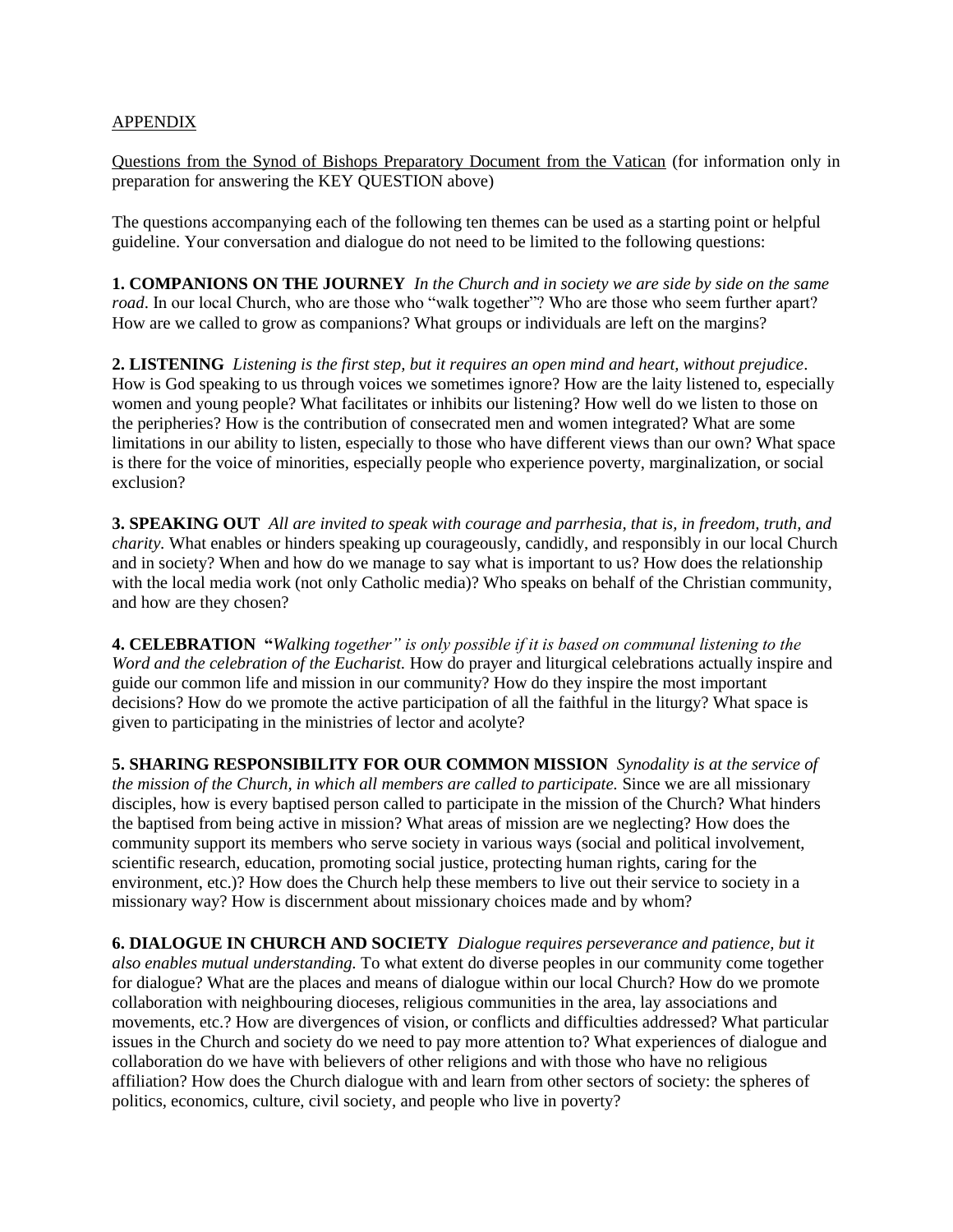APPENDIX

Questions from the Synod of Bishops Preparatory Document from the Vatican (for information only in preparation for answering the KEY QUESTION above)

The questions accompanying each of the following ten themes can be used as a starting point or helpful guideline. Your conversation and dialogue do not need to be limited to the following questions:

**1. COMPANIONS ON THE JOURNEY** *In the Church and in society we are side by side on the same road*. In our local Church, who are those who "walk together"? Who are those who seem further apart? How are we called to grow as companions? What groups or individuals are left on the margins?

**2. LISTENING** *Listening is the first step, but it requires an open mind and heart, without prejudice*. How is God speaking to us through voices we sometimes ignore? How are the laity listened to, especially women and young people? What facilitates or inhibits our listening? How well do we listen to those on the peripheries? How is the contribution of consecrated men and women integrated? What are some limitations in our ability to listen, especially to those who have different views than our own? What space is there for the voice of minorities, especially people who experience poverty, marginalization, or social exclusion?

**3. SPEAKING OUT** *All are invited to speak with courage and parrhesia, that is, in freedom, truth, and charity.* What enables or hinders speaking up courageously, candidly, and responsibly in our local Church and in society? When and how do we manage to say what is important to us? How does the relationship with the local media work (not only Catholic media)? Who speaks on behalf of the Christian community, and how are they chosen?

**4. CELEBRATION** **"***Walking together" is only possible if it is based on communal listening to the Word and the celebration of the Eucharist.* How do prayer and liturgical celebrations actually inspire and guide our common life and mission in our community? How do they inspire the most important decisions? How do we promote the active participation of all the faithful in the liturgy? What space is given to participating in the ministries of lector and acolyte?

**5. SHARING RESPONSIBILITY FOR OUR COMMON MISSION** *Synodality is at the service of the mission of the Church, in which all members are called to participate.* Since we are all missionary disciples, how is every baptised person called to participate in the mission of the Church? What hinders the baptised from being active in mission? What areas of mission are we neglecting? How does the community support its members who serve society in various ways (social and political involvement, scientific research, education, promoting social justice, protecting human rights, caring for the environment, etc.)? How does the Church help these members to live out their service to society in a missionary way? How is discernment about missionary choices made and by whom?

**6. DIALOGUE IN CHURCH AND SOCIETY** *Dialogue requires perseverance and patience, but it also enables mutual understanding.* To what extent do diverse peoples in our community come together for dialogue? What are the places and means of dialogue within our local Church? How do we promote collaboration with neighbouring dioceses, religious communities in the area, lay associations and movements, etc.? How are divergences of vision, or conflicts and difficulties addressed? What particular issues in the Church and society do we need to pay more attention to? What experiences of dialogue and collaboration do we have with believers of other religions and with those who have no religious affiliation? How does the Church dialogue with and learn from other sectors of society: the spheres of politics, economics, culture, civil society, and people who live in poverty?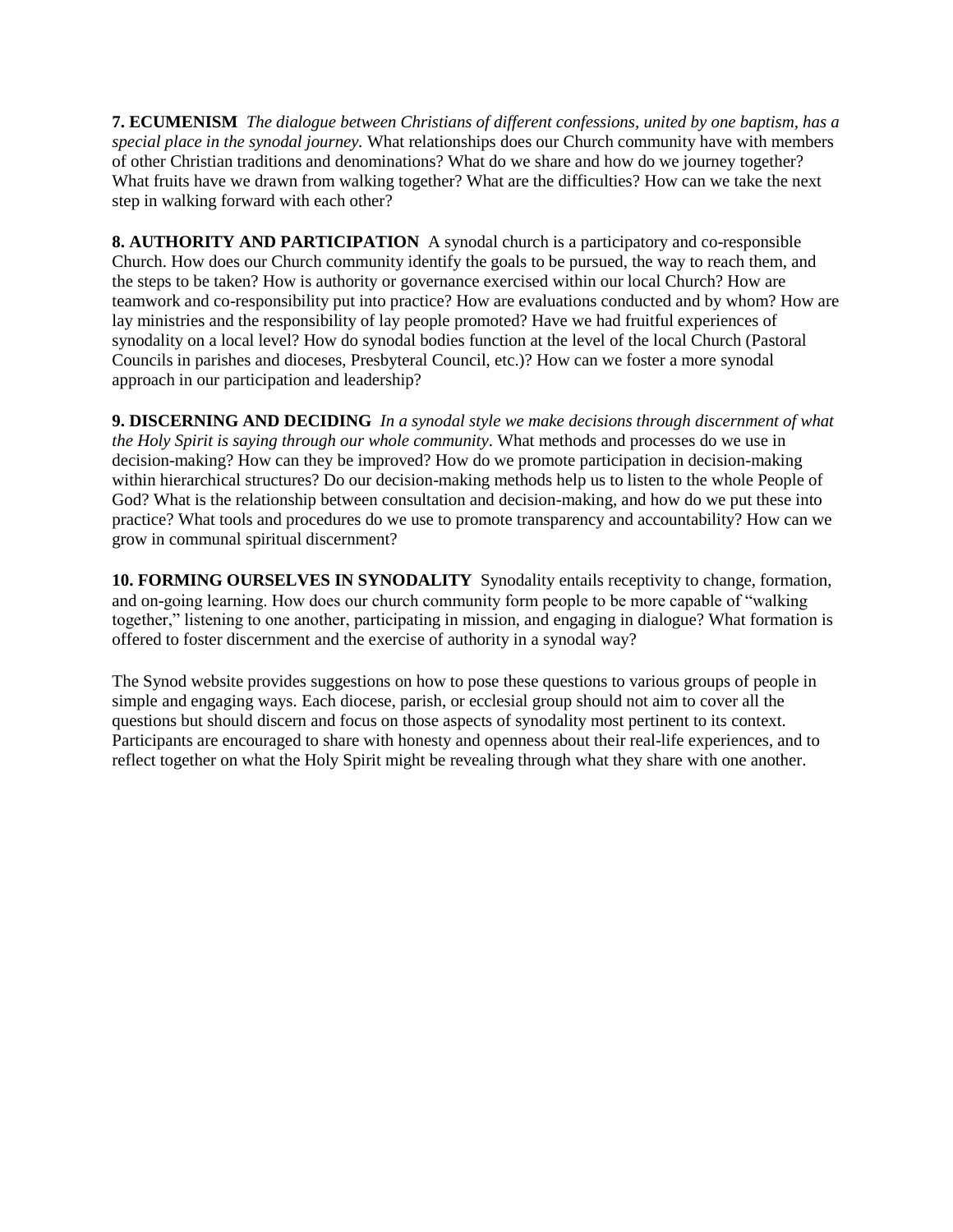**7. ECUMENISM** *The dialogue between Christians of different confessions, united by one baptism, has a special place in the synodal journey.* What relationships does our Church community have with members of other Christian traditions and denominations? What do we share and how do we journey together? What fruits have we drawn from walking together? What are the difficulties? How can we take the next step in walking forward with each other?

**8. AUTHORITY AND PARTICIPATION** A synodal church is a participatory and co-responsible Church. How does our Church community identify the goals to be pursued, the way to reach them, and the steps to be taken? How is authority or governance exercised within our local Church? How are teamwork and co-responsibility put into practice? How are evaluations conducted and by whom? How are lay ministries and the responsibility of lay people promoted? Have we had fruitful experiences of synodality on a local level? How do synodal bodies function at the level of the local Church (Pastoral Councils in parishes and dioceses, Presbyteral Council, etc.)? How can we foster a more synodal approach in our participation and leadership?

**9. DISCERNING AND DECIDING** *In a synodal style we make decisions through discernment of what the Holy Spirit is saying through our whole community*. What methods and processes do we use in decision-making? How can they be improved? How do we promote participation in decision-making within hierarchical structures? Do our decision-making methods help us to listen to the whole People of God? What is the relationship between consultation and decision-making, and how do we put these into practice? What tools and procedures do we use to promote transparency and accountability? How can we grow in communal spiritual discernment?

**10. FORMING OURSELVES IN SYNODALITY** Synodality entails receptivity to change, formation, and on-going learning. How does our church community form people to be more capable of "walking together," listening to one another, participating in mission, and engaging in dialogue? What formation is offered to foster discernment and the exercise of authority in a synodal way?

The Synod website provides suggestions on how to pose these questions to various groups of people in simple and engaging ways. Each diocese, parish, or ecclesial group should not aim to cover all the questions but should discern and focus on those aspects of synodality most pertinent to its context. Participants are encouraged to share with honesty and openness about their real-life experiences, and to reflect together on what the Holy Spirit might be revealing through what they share with one another.